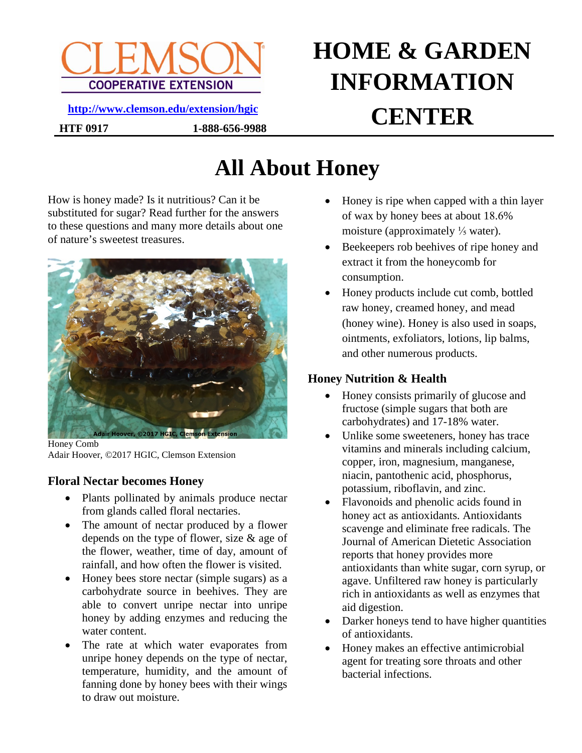CLEMSON COOPERATIVE EXTENSION

http://www.clemson.edu/extension/hgic

**HTF 0917** **1-888-656-9988**

# HOME & GARDEN INFORMATION CENTER

# All About Honey

How is honey made? Is it nutritious? Can it be substituted for sugar? Read further for the answers to these questions and many more details about one of nature's sweetest treasures.

Honey Comb
Adair Hoover, ©2017 HGIC, Clemson Extension

## Floral Nectar becomes Honey

- Plants pollinated by animals produce nectar from glands called floral nectaries.
- The amount of nectar produced by a flower depends on the type of flower, size & age of the flower, weather, time of day, amount of rainfall, and how often the flower is visited.
- Honey bees store nectar (simple sugars) as a carbohydrate source in beehives. They are able to convert unripe nectar into unripe honey by adding enzymes and reducing the water content.
- The rate at which water evaporates from unripe honey depends on the type of nectar, temperature, humidity, and the amount of fanning done by honey bees with their wings to draw out moisture.
- Honey is ripe when capped with a thin layer of wax by honey bees at about 18.6% moisture (approximately ⅕ water).
- Beekeepers rob beehives of ripe honey and extract it from the honeycomb for consumption.
- Honey products include cut comb, bottled raw honey, creamed honey, and mead (honey wine). Honey is also used in soaps, ointments, exfoliators, lotions, lip balms, and other numerous products.

## Honey Nutrition & Health

- Honey consists primarily of glucose and fructose (simple sugars that both are carbohydrates) and 17-18% water.
- Unlike some sweeteners, honey has trace vitamins and minerals including calcium, copper, iron, magnesium, manganese, niacin, pantothenic acid, phosphorus, potassium, riboflavin, and zinc.
- Flavonoids and phenolic acids found in honey act as antioxidants. Antioxidants scavenge and eliminate free radicals. The Journal of American Dietetic Association reports that honey provides more antioxidants than white sugar, corn syrup, or agave. Unfiltered raw honey is particularly rich in antioxidants as well as enzymes that aid digestion.
- Darker honeys tend to have higher quantities of antioxidants.
- Honey makes an effective antimicrobial agent for treating sore throats and other bacterial infections.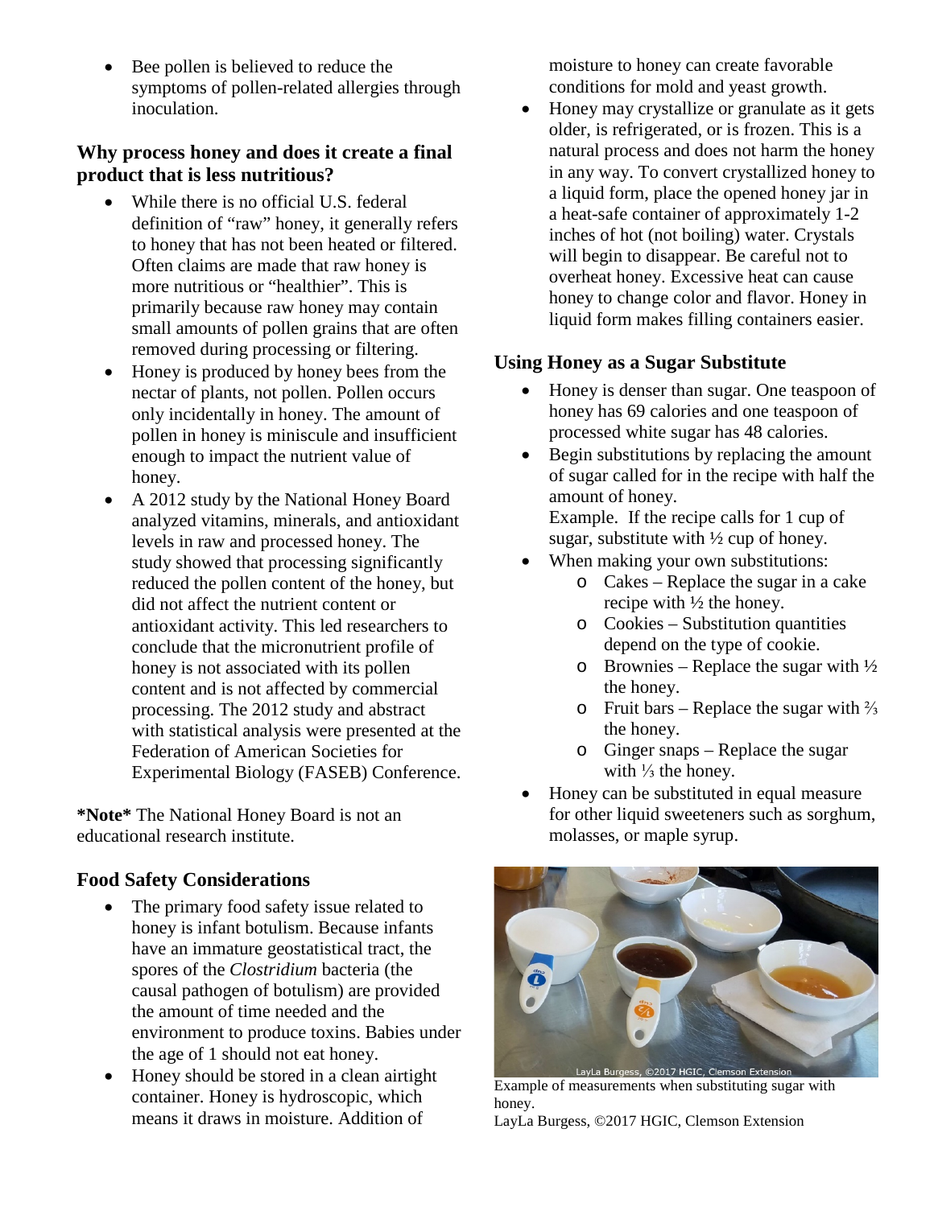- Bee pollen is believed to reduce the symptoms of pollen-related allergies through inoculation.

### Why process honey and does it create a final product that is less nutritious?

- While there is no official U.S. federal definition of "raw" honey, it generally refers to honey that has not been heated or filtered. Often claims are made that raw honey is more nutritious or "healthier". This is primarily because raw honey may contain small amounts of pollen grains that are often removed during processing or filtering.
- Honey is produced by honey bees from the nectar of plants, not pollen. Pollen occurs only incidentally in honey. The amount of pollen in honey is miniscule and insufficient enough to impact the nutrient value of honey.
- A 2012 study by the National Honey Board analyzed vitamins, minerals, and antioxidant levels in raw and processed honey. The study showed that processing significantly reduced the pollen content of the honey, but did not affect the nutrient content or antioxidant activity. This led researchers to conclude that the micronutrient profile of honey is not associated with its pollen content and is not affected by commercial processing. The 2012 study and abstract with statistical analysis were presented at the Federation of American Societies for Experimental Biology (FASEB) Conference.

**\*Note\*** The National Honey Board is not an educational research institute.

### Food Safety Considerations

- The primary food safety issue related to honey is infant botulism. Because infants have an immature geostatistical tract, the spores of the *Clostridium* bacteria (the causal pathogen of botulism) are provided the amount of time needed and the environment to produce toxins. Babies under the age of 1 should not eat honey.
- Honey should be stored in a clean airtight container. Honey is hydroscopic, which means it draws in moisture. Addition of moisture to honey can create favorable conditions for mold and yeast growth.
- Honey may crystallize or granulate as it gets older, is refrigerated, or is frozen. This is a natural process and does not harm the honey in any way. To convert crystallized honey to a liquid form, place the opened honey jar in a heat-safe container of approximately 1-2 inches of hot (not boiling) water. Crystals will begin to disappear. Be careful not to overheat honey. Excessive heat can cause honey to change color and flavor. Honey in liquid form makes filling containers easier.

### Using Honey as a Sugar Substitute

- Honey is denser than sugar. One teaspoon of honey has 69 calories and one teaspoon of processed white sugar has 48 calories.
- Begin substitutions by replacing the amount of sugar called for in the recipe with half the amount of honey.
  Example. If the recipe calls for 1 cup of sugar, substitute with ½ cup of honey.
- When making your own substitutions:
  - Cakes – Replace the sugar in a cake recipe with ½ the honey.
  - Cookies – Substitution quantities depend on the type of cookie.
  - Brownies – Replace the sugar with ½ the honey.
  - Fruit bars – Replace the sugar with ⅔ the honey.
  - Ginger snaps – Replace the sugar with ⅓ the honey.
- Honey can be substituted in equal measure for other liquid sweeteners such as sorghum, molasses, or maple syrup.

Example of measurements when substituting sugar with honey.
LayLa Burgess, ©2017 HGIC, Clemson Extension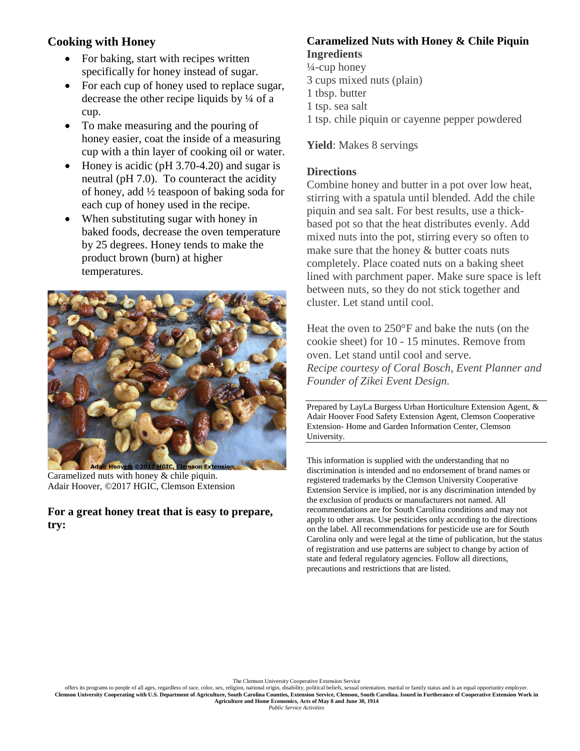## Cooking with Honey

- For baking, start with recipes written specifically for honey instead of sugar.
- For each cup of honey used to replace sugar, decrease the other recipe liquids by ¼ of a cup.
- To make measuring and the pouring of honey easier, coat the inside of a measuring cup with a thin layer of cooking oil or water.
- Honey is acidic (pH 3.70-4.20) and sugar is neutral (pH 7.0). To counteract the acidity of honey, add ½ teaspoon of baking soda for each cup of honey used in the recipe.
- When substituting sugar with honey in baked foods, decrease the oven temperature by 25 degrees. Honey tends to make the product brown (burn) at higher temperatures.

Caramelized nuts with honey & chile piquin.
Adair Hoover, ©2017 HGIC, Clemson Extension

**For a great honey treat that is easy to prepare, try:**

### Caramelized Nuts with Honey & Chile Piquin

**Ingredients**

¼-cup honey
3 cups mixed nuts (plain)
1 tbsp. butter
1 tsp. sea salt
1 tsp. chile piquin or cayenne pepper powdered

**Yield**: Makes 8 servings

**Directions**

Combine honey and butter in a pot over low heat, stirring with a spatula until blended. Add the chile piquin and sea salt. For best results, use a thick-based pot so that the heat distributes evenly. Add mixed nuts into the pot, stirring every so often to make sure that the honey & butter coats nuts completely. Place coated nuts on a baking sheet lined with parchment paper. Make sure space is left between nuts, so they do not stick together and cluster. Let stand until cool.

Heat the oven to 250°F and bake the nuts (on the cookie sheet) for 10 - 15 minutes. Remove from oven. Let stand until cool and serve.

*Recipe courtesy of Coral Bosch, Event Planner and Founder of Zikei Event Design.*

---

Prepared by LayLa Burgess Urban Horticulture Extension Agent, & Adair Hoover Food Safety Extension Agent, Clemson Cooperative Extension- Home and Garden Information Center, Clemson University.

---

This information is supplied with the understanding that no discrimination is intended and no endorsement of brand names or registered trademarks by the Clemson University Cooperative Extension Service is implied, nor is any discrimination intended by the exclusion of products or manufacturers not named. All recommendations are for South Carolina conditions and may not apply to other areas. Use pesticides only according to the directions on the label. All recommendations for pesticide use are for South Carolina only and were legal at the time of publication, but the status of registration and use patterns are subject to change by action of state and federal regulatory agencies. Follow all directions, precautions and restrictions that are listed.

The Clemson University Cooperative Extension Service offers its programs to people of all ages, regardless of race, color, sex, religion, national origin, disability, political beliefs, sexual orientation, marital or family status and is an equal opportunity employer.
**Clemson University Cooperating with U.S. Department of Agriculture, South Carolina Counties, Extension Service, Clemson, South Carolina. Issued in Furtherance of Cooperative Extension Work in Agriculture and Home Economics, Acts of May 8 and June 30, 1914**
*Public Service Activities*